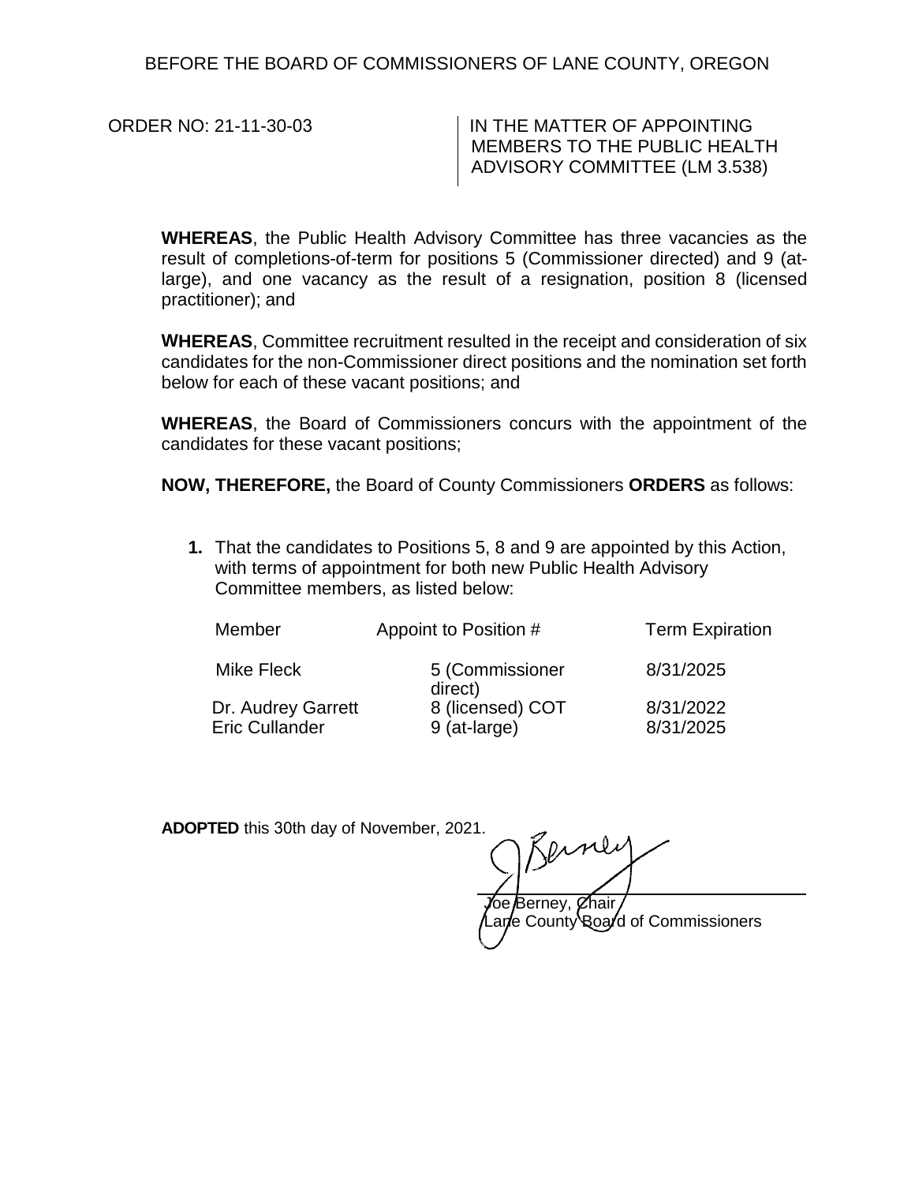BEFORE THE BOARD OF COMMISSIONERS OF LANE COUNTY, OREGON

ORDER NO: 21-11-30-03

IN THE MATTER OF APPOINTING MEMBERS TO THE PUBLIC HEALTH ADVISORY COMMITTEE (LM 3.538)

**WHEREAS**, the Public Health Advisory Committee has three vacancies as the result of completions-of-term for positions 5 (Commissioner directed) and 9 (at-large), and one vacancy as the result of a resignation, position 8 (licensed practitioner); and

**WHEREAS**, Committee recruitment resulted in the receipt and consideration of six candidates for the non-Commissioner direct positions and the nomination set forth below for each of these vacant positions; and

**WHEREAS**, the Board of Commissioners concurs with the appointment of the candidates for these vacant positions;

**NOW, THEREFORE,** the Board of County Commissioners **ORDERS** as follows:

1. That the candidates to Positions 5, 8 and 9 are appointed by this Action, with terms of appointment for both new Public Health Advisory Committee members, as listed below:

| Member | Appoint to Position # | Term Expiration |
|---|---|---|
| Mike Fleck | 5 (Commissioner direct) | 8/31/2025 |
| Dr. Audrey Garrett | 8 (licensed) COT | 8/31/2022 |
| Eric Cullander | 9 (at-large) | 8/31/2025 |

**ADOPTED** this 30th day of November, 2021.

Joe Berney, Chair
Lane County Board of Commissioners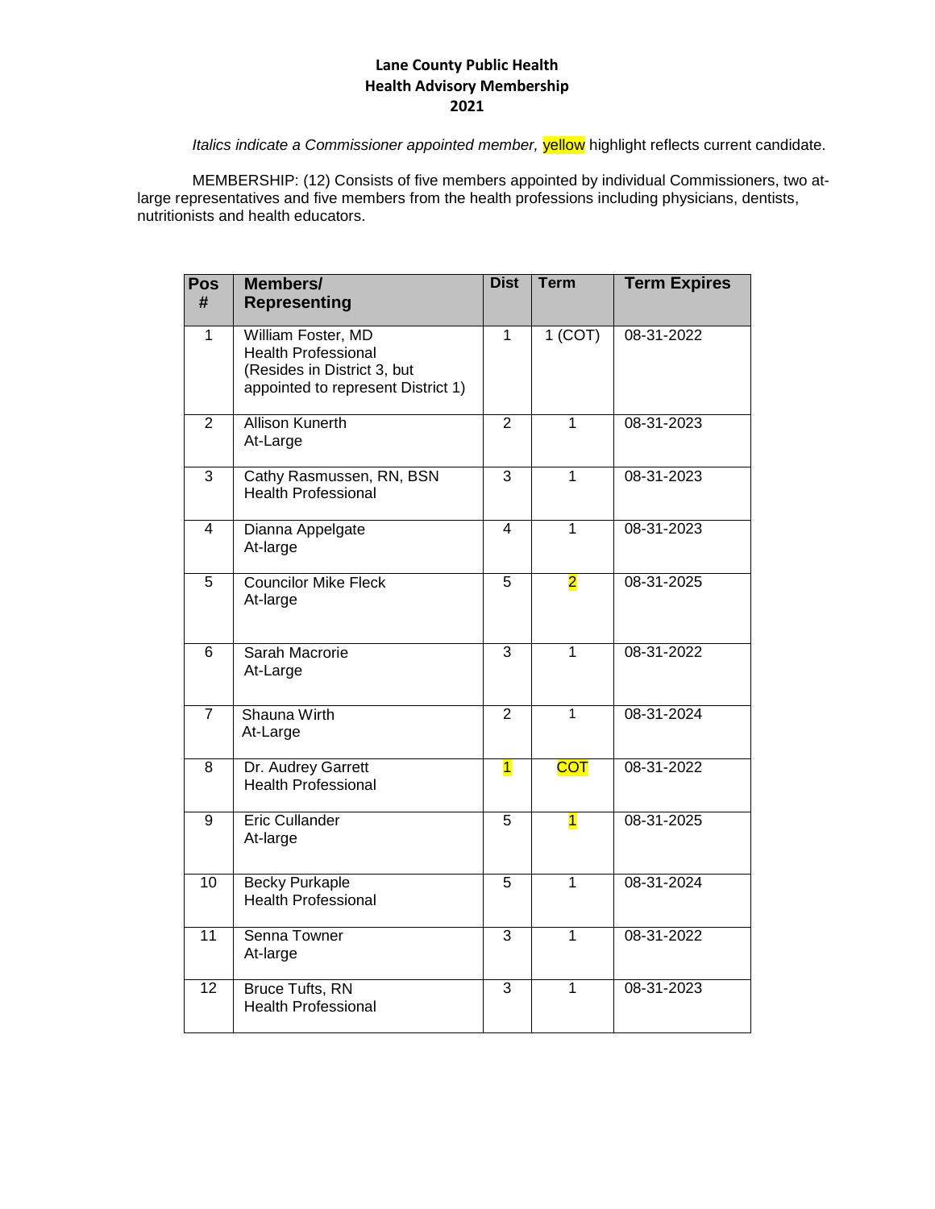**Lane County Public Health**
**Health Advisory Membership**
**2021**

*Italics indicate a Commissioner appointed member,* yellow highlight reflects current candidate.

MEMBERSHIP: (12) Consists of five members appointed by individual Commissioners, two at-large representatives and five members from the health professions including physicians, dentists, nutritionists and health educators.

| Pos # | Members/ Representing | Dist | Term | Term Expires |
|---|---|---|---|---|
| 1 | William Foster, MD<br>Health Professional<br>(Resides in District 3, but appointed to represent District 1) | 1 | 1 (COT) | 08-31-2022 |
| 2 | Allison Kunerth<br>At-Large | 2 | 1 | 08-31-2023 |
| 3 | Cathy Rasmussen, RN, BSN<br>Health Professional | 3 | 1 | 08-31-2023 |
| 4 | Dianna Appelgate<br>At-large | 4 | 1 | 08-31-2023 |
| 5 | Councilor Mike Fleck<br>At-large | 5 | 2 | 08-31-2025 |
| 6 | Sarah Macrorie<br>At-Large | 3 | 1 | 08-31-2022 |
| 7 | Shauna Wirth<br>At-Large | 2 | 1 | 08-31-2024 |
| 8 | Dr. Audrey Garrett<br>Health Professional | 1 | COT | 08-31-2022 |
| 9 | Eric Cullander<br>At-large | 5 | 1 | 08-31-2025 |
| 10 | Becky Purkaple<br>Health Professional | 5 | 1 | 08-31-2024 |
| 11 | Senna Towner<br>At-large | 3 | 1 | 08-31-2022 |
| 12 | Bruce Tufts, RN<br>Health Professional | 3 | 1 | 08-31-2023 |